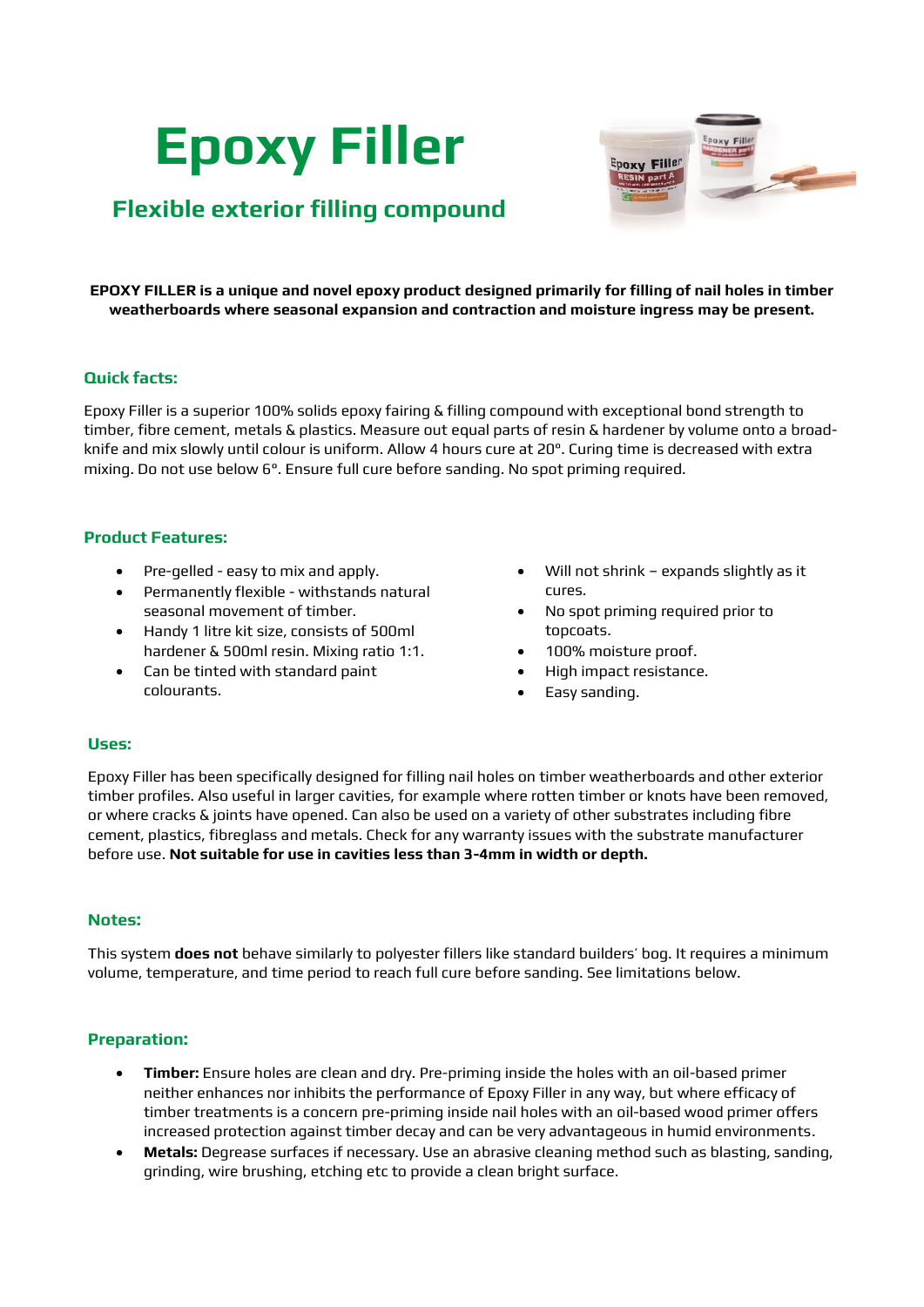# Epoxy Filler

## Flexible exterior filling compound

**EPOXY FILLER is a unique and novel epoxy product designed primarily for filling of nail holes in timber weatherboards where seasonal expansion and contraction and moisture ingress may be present.**

### Quick facts:

Epoxy Filler is a superior 100% solids epoxy fairing & filling compound with exceptional bond strength to timber, fibre cement, metals & plastics. Measure out equal parts of resin & hardener by volume onto a broad-knife and mix slowly until colour is uniform. Allow 4 hours cure at 20°. Curing time is decreased with extra mixing. Do not use below 6°. Ensure full cure before sanding. No spot priming required.

### Product Features:

- Pre-gelled - easy to mix and apply.
- Permanently flexible - withstands natural seasonal movement of timber.
- Handy 1 litre kit size, consists of 500ml hardener & 500ml resin. Mixing ratio 1:1.
- Can be tinted with standard paint colourants.
- Will not shrink – expands slightly as it cures.
- No spot priming required prior to topcoats.
- 100% moisture proof.
- High impact resistance.
- Easy sanding.

### Uses:

Epoxy Filler has been specifically designed for filling nail holes on timber weatherboards and other exterior timber profiles. Also useful in larger cavities, for example where rotten timber or knots have been removed, or where cracks & joints have opened. Can also be used on a variety of other substrates including fibre cement, plastics, fibreglass and metals. Check for any warranty issues with the substrate manufacturer before use. **Not suitable for use in cavities less than 3-4mm in width or depth.**

### Notes:

This system **does not** behave similarly to polyester fillers like standard builders' bog. It requires a minimum volume, temperature, and time period to reach full cure before sanding. See limitations below.

### Preparation:

- **Timber:** Ensure holes are clean and dry. Pre-priming inside the holes with an oil-based primer neither enhances nor inhibits the performance of Epoxy Filler in any way, but where efficacy of timber treatments is a concern pre-priming inside nail holes with an oil-based wood primer offers increased protection against timber decay and can be very advantageous in humid environments.
- **Metals:** Degrease surfaces if necessary. Use an abrasive cleaning method such as blasting, sanding, grinding, wire brushing, etching etc to provide a clean bright surface.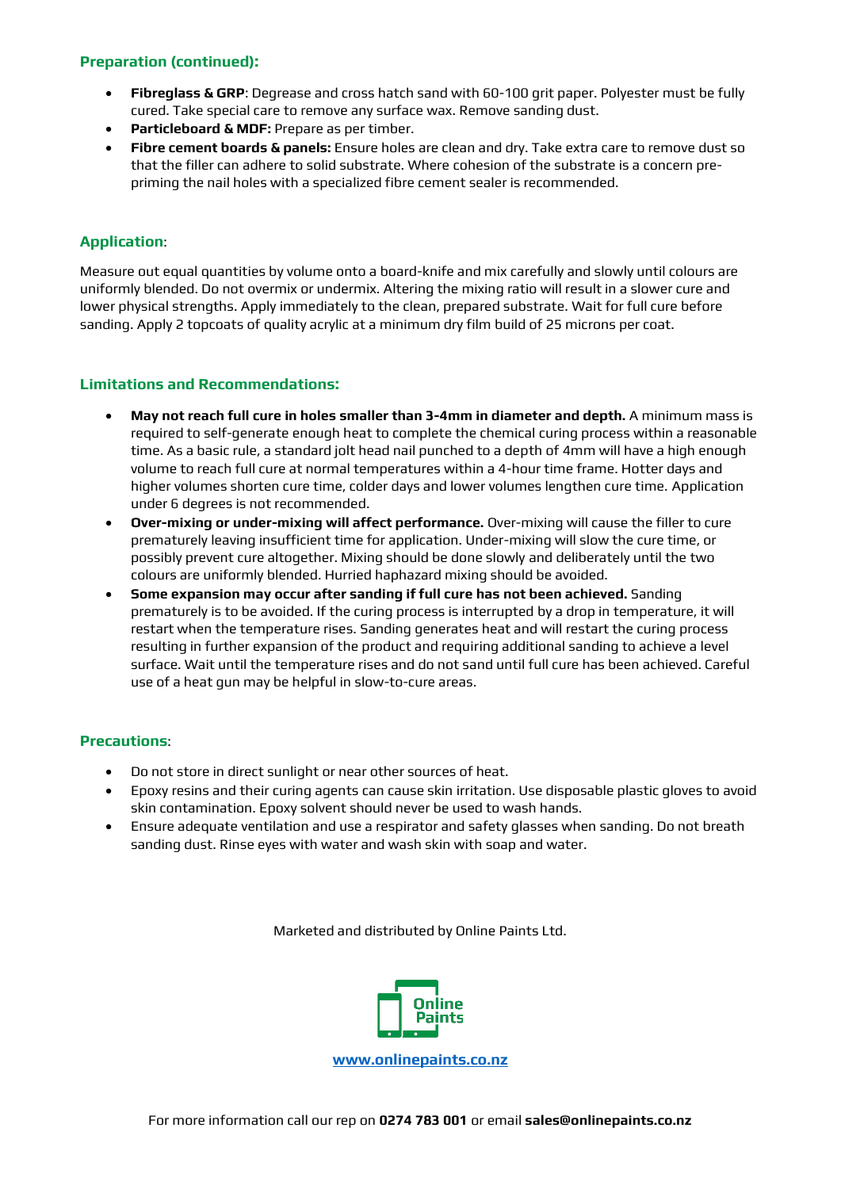## Preparation (continued):

- **Fibreglass & GRP**: Degrease and cross hatch sand with 60-100 grit paper. Polyester must be fully cured. Take special care to remove any surface wax. Remove sanding dust.
- **Particleboard & MDF:** Prepare as per timber.
- **Fibre cement boards & panels:** Ensure holes are clean and dry. Take extra care to remove dust so that the filler can adhere to solid substrate. Where cohesion of the substrate is a concern pre-priming the nail holes with a specialized fibre cement sealer is recommended.

## Application:

Measure out equal quantities by volume onto a board-knife and mix carefully and slowly until colours are uniformly blended. Do not overmix or undermix. Altering the mixing ratio will result in a slower cure and lower physical strengths. Apply immediately to the clean, prepared substrate. Wait for full cure before sanding. Apply 2 topcoats of quality acrylic at a minimum dry film build of 25 microns per coat.

## Limitations and Recommendations:

- **May not reach full cure in holes smaller than 3-4mm in diameter and depth.** A minimum mass is required to self-generate enough heat to complete the chemical curing process within a reasonable time. As a basic rule, a standard jolt head nail punched to a depth of 4mm will have a high enough volume to reach full cure at normal temperatures within a 4-hour time frame. Hotter days and higher volumes shorten cure time, colder days and lower volumes lengthen cure time. Application under 6 degrees is not recommended.
- **Over-mixing or under-mixing will affect performance.** Over-mixing will cause the filler to cure prematurely leaving insufficient time for application. Under-mixing will slow the cure time, or possibly prevent cure altogether. Mixing should be done slowly and deliberately until the two colours are uniformly blended. Hurried haphazard mixing should be avoided.
- **Some expansion may occur after sanding if full cure has not been achieved.** Sanding prematurely is to be avoided. If the curing process is interrupted by a drop in temperature, it will restart when the temperature rises. Sanding generates heat and will restart the curing process resulting in further expansion of the product and requiring additional sanding to achieve a level surface. Wait until the temperature rises and do not sand until full cure has been achieved. Careful use of a heat gun may be helpful in slow-to-cure areas.

## Precautions:

- Do not store in direct sunlight or near other sources of heat.
- Epoxy resins and their curing agents can cause skin irritation. Use disposable plastic gloves to avoid skin contamination. Epoxy solvent should never be used to wash hands.
- Ensure adequate ventilation and use a respirator and safety glasses when sanding. Do not breath sanding dust. Rinse eyes with water and wash skin with soap and water.

Marketed and distributed by Online Paints Ltd.

Online Paints

[www.onlinepaints.co.nz](http://www.onlinepaints.co.nz)

For more information call our rep on **0274 783 001** or email **sales@onlinepaints.co.nz**